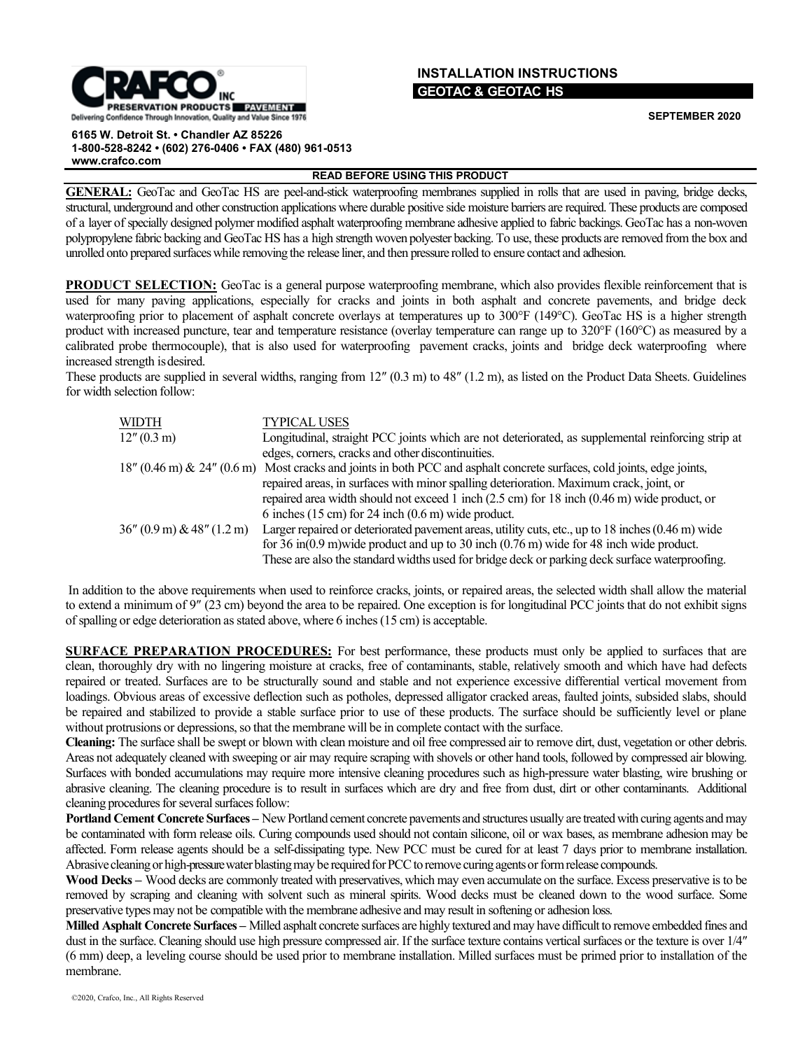**CRAFCO INC**
PRESERVATION PRODUCTS PAVEMENT
Delivering Confidence Through Innovation, Quality and Value Since 1976

6165 W. Detroit St. • Chandler AZ 85226
1-800-528-8242 • (602) 276-0406 • FAX (480) 961-0513
www.crafco.com

# INSTALLATION INSTRUCTIONS
## GEOTAC & GEOTAC HS

SEPTEMBER 2020

**READ BEFORE USING THIS PRODUCT**

**GENERAL:** GeoTac and GeoTac HS are peel-and-stick waterproofing membranes supplied in rolls that are used in paving, bridge decks, structural, underground and other construction applications where durable positive side moisture barriers are required. These products are composed of a layer of specially designed polymer modified asphalt waterproofing membrane adhesive applied to fabric backings. GeoTac has a non-woven polypropylene fabric backing and GeoTac HS has a high strength woven polyester backing. To use, these products are removed from the box and unrolled onto prepared surfaces while removing the release liner, and then pressure rolled to ensure contact and adhesion.

**PRODUCT SELECTION:** GeoTac is a general purpose waterproofing membrane, which also provides flexible reinforcement that is used for many paving applications, especially for cracks and joints in both asphalt and concrete pavements, and bridge deck waterproofing prior to placement of asphalt concrete overlays at temperatures up to 300°F (149°C). GeoTac HS is a higher strength product with increased puncture, tear and temperature resistance (overlay temperature can range up to 320°F (160°C) as measured by a calibrated probe thermocouple), that is also used for waterproofing pavement cracks, joints and bridge deck waterproofing where increased strength is desired.

These products are supplied in several widths, ranging from 12″ (0.3 m) to 48″ (1.2 m), as listed on the Product Data Sheets. Guidelines for width selection follow:

| WIDTH | TYPICAL USES |
|---|---|
| 12″ (0.3 m) | Longitudinal, straight PCC joints which are not deteriorated, as supplemental reinforcing strip at edges, corners, cracks and other discontinuities. |
| 18″ (0.46 m) & 24″ (0.6 m) | Most cracks and joints in both PCC and asphalt concrete surfaces, cold joints, edge joints, repaired areas, in surfaces with minor spalling deterioration. Maximum crack, joint, or repaired area width should not exceed 1 inch (2.5 cm) for 18 inch (0.46 m) wide product, or 6 inches (15 cm) for 24 inch (0.6 m) wide product. |
| 36″ (0.9 m) & 48″ (1.2 m) | Larger repaired or deteriorated pavement areas, utility cuts, etc., up to 18 inches (0.46 m) wide for 36 in(0.9 m)wide product and up to 30 inch (0.76 m) wide for 48 inch wide product. These are also the standard widths used for bridge deck or parking deck surface waterproofing. |

In addition to the above requirements when used to reinforce cracks, joints, or repaired areas, the selected width shall allow the material to extend a minimum of 9″ (23 cm) beyond the area to be repaired. One exception is for longitudinal PCC joints that do not exhibit signs of spalling or edge deterioration as stated above, where 6 inches (15 cm) is acceptable.

**SURFACE PREPARATION PROCEDURES:** For best performance, these products must only be applied to surfaces that are clean, thoroughly dry with no lingering moisture at cracks, free of contaminants, stable, relatively smooth and which have had defects repaired or treated. Surfaces are to be structurally sound and stable and not experience excessive differential vertical movement from loadings. Obvious areas of excessive deflection such as potholes, depressed alligator cracked areas, faulted joints, subsided slabs, should be repaired and stabilized to provide a stable surface prior to use of these products. The surface should be sufficiently level or plane without protrusions or depressions, so that the membrane will be in complete contact with the surface.

**Cleaning:** The surface shall be swept or blown with clean moisture and oil free compressed air to remove dirt, dust, vegetation or other debris. Areas not adequately cleaned with sweeping or air may require scraping with shovels or other hand tools, followed by compressed air blowing. Surfaces with bonded accumulations may require more intensive cleaning procedures such as high-pressure water blasting, wire brushing or abrasive cleaning. The cleaning procedure is to result in surfaces which are dry and free from dust, dirt or other contaminants. Additional cleaning procedures for several surfaces follow:

**Portland Cement Concrete Surfaces –** New Portland cement concrete pavements and structures usually are treated with curing agents and may be contaminated with form release oils. Curing compounds used should not contain silicone, oil or wax bases, as membrane adhesion may be affected. Form release agents should be a self-dissipating type. New PCC must be cured for at least 7 days prior to membrane installation. Abrasive cleaning or high-pressure water blasting may be required for PCC to remove curing agents or form release compounds.

**Wood Decks –** Wood decks are commonly treated with preservatives, which may even accumulate on the surface. Excess preservative is to be removed by scraping and cleaning with solvent such as mineral spirits. Wood decks must be cleaned down to the wood surface. Some preservative types may not be compatible with the membrane adhesive and may result in softening or adhesion loss.

**Milled Asphalt Concrete Surfaces –** Milled asphalt concrete surfaces are highly textured and may have difficult to remove embedded fines and dust in the surface. Cleaning should use high pressure compressed air. If the surface texture contains vertical surfaces or the texture is over 1/4″ (6 mm) deep, a leveling course should be used prior to membrane installation. Milled surfaces must be primed prior to installation of the membrane.

©2020, Crafco, Inc., All Rights Reserved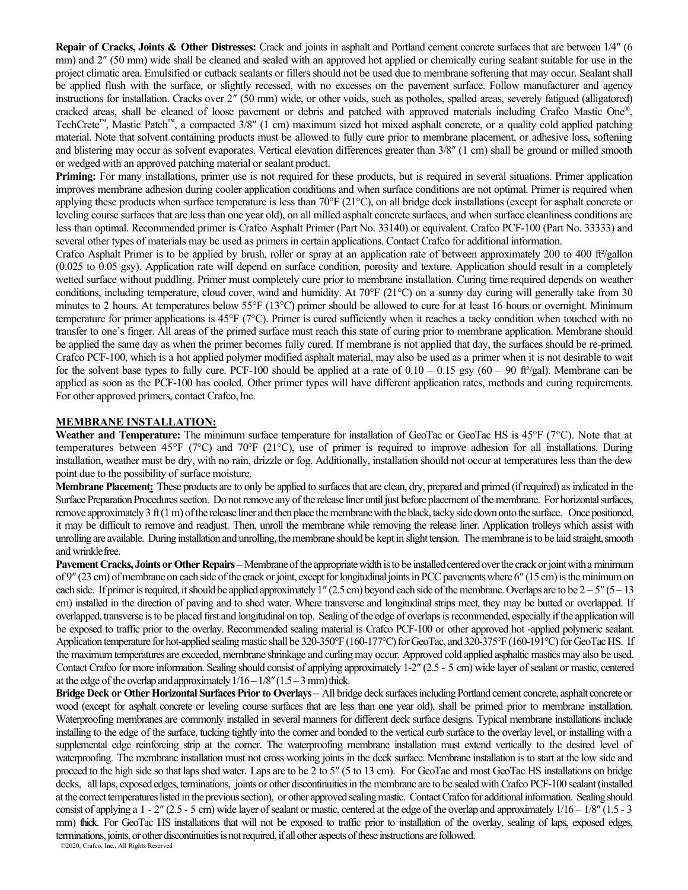**Repair of Cracks, Joints & Other Distresses:** Crack and joints in asphalt and Portland cement concrete surfaces that are between 1/4″ (6 mm) and 2″ (50 mm) wide shall be cleaned and sealed with an approved hot applied or chemically curing sealant suitable for use in the project climatic area. Emulsified or cutback sealants or fillers should not be used due to membrane softening that may occur. Sealant shall be applied flush with the surface, or slightly recessed, with no excesses on the pavement surface. Follow manufacturer and agency instructions for installation. Cracks over 2″ (50 mm) wide, or other voids, such as potholes, spalled areas, severely fatigued (alligatored) cracked areas, shall be cleaned of loose pavement or debris and patched with approved materials including Crafco Mastic One®, TechCrete™, Mastic Patch™, a compacted 3/8″ (1 cm) maximum sized hot mixed asphalt concrete, or a quality cold applied patching material. Note that solvent containing products must be allowed to fully cure prior to membrane placement, or adhesive loss, softening and blistering may occur as solvent evaporates. Vertical elevation differences greater than 3/8″ (1 cm) shall be ground or milled smooth or wedged with an approved patching material or sealant product.

**Priming:** For many installations, primer use is not required for these products, but is required in several situations. Primer application improves membrane adhesion during cooler application conditions and when surface conditions are not optimal. Primer is required when applying these products when surface temperature is less than 70°F (21°C), on all bridge deck installations (except for asphalt concrete or leveling course surfaces that are less than one year old), on all milled asphalt concrete surfaces, and when surface cleanliness conditions are less than optimal. Recommended primer is Crafco Asphalt Primer (Part No. 33140) or equivalent. Crafco PCF-100 (Part No. 33333) and several other types of materials may be used as primers in certain applications. Contact Crafco for additional information.

Crafco Asphalt Primer is to be applied by brush, roller or spray at an application rate of between approximately 200 to 400 ft²/gallon (0.025 to 0.05 gsy). Application rate will depend on surface condition, porosity and texture. Application should result in a completely wetted surface without puddling. Primer must completely cure prior to membrane installation. Curing time required depends on weather conditions, including temperature, cloud cover, wind and humidity. At 70°F (21°C) on a sunny day curing will generally take from 30 minutes to 2 hours. At temperatures below 55°F (13°C) primer should be allowed to cure for at least 16 hours or overnight. Minimum temperature for primer applications is 45°F (7°C). Primer is cured sufficiently when it reaches a tacky condition when touched with no transfer to one's finger. All areas of the primed surface must reach this state of curing prior to membrane application. Membrane should be applied the same day as when the primer becomes fully cured. If membrane is not applied that day, the surfaces should be re-primed. Crafco PCF-100, which is a hot applied polymer modified asphalt material, may also be used as a primer when it is not desirable to wait for the solvent base types to fully cure. PCF-100 should be applied at a rate of 0.10 – 0.15 gsy (60 – 90 ft²/gal). Membrane can be applied as soon as the PCF-100 has cooled. Other primer types will have different application rates, methods and curing requirements. For other approved primers, contact Crafco, Inc.

## MEMBRANE INSTALLATION:

**Weather and Temperature:** The minimum surface temperature for installation of GeoTac or GeoTac HS is 45°F (7°C). Note that at temperatures between 45°F (7°C) and 70°F (21°C), use of primer is required to improve adhesion for all installations. During installation, weather must be dry, with no rain, drizzle or fog. Additionally, installation should not occur at temperatures less than the dew point due to the possibility of surface moisture.

**Membrane Placement:** These products are to only be applied to surfaces that are clean, dry, prepared and primed (if required) as indicated in the Surface Preparation Procedures section. Do not remove any of the release liner until just before placement of the membrane. For horizontal surfaces, remove approximately 3 ft (1 m) of the release liner and then place the membrane with the black, tacky side down onto the surface. Once positioned, it may be difficult to remove and readjust. Then, unroll the membrane while removing the release liner. Application trolleys which assist with unrolling are available. During installation and unrolling, the membrane should be kept in slight tension. The membrane is to be laid straight, smooth and wrinkle free.

**Pavement Cracks, Joints or Other Repairs –** Membrane of the appropriate width is to be installed centered over the crack or joint with a minimum of 9″ (23 cm) of membrane on each side of the crack or joint, except for longitudinal joints in PCC pavements where 6″ (15 cm) is the minimum on each side. If primer is required, it should be applied approximately 1″ (2.5 cm) beyond each side of the membrane. Overlaps are to be 2 – 5″ (5 – 13 cm) installed in the direction of paving and to shed water. Where transverse and longitudinal strips meet, they may be butted or overlapped. If overlapped, transverse is to be placed first and longitudinal on top. Sealing of the edge of overlaps is recommended, especially if the application will be exposed to traffic prior to the overlay. Recommended sealing material is Crafco PCF-100 or other approved hot -applied polymeric sealant. Application temperature for hot-applied sealing mastic shall be 320-350°F (160-177°C) for GeoTac, and 320-375°F (160-191°C) for GeoTac HS. If the maximum temperatures are exceeded, membrane shrinkage and curling may occur. Approved cold applied asphaltic mastics may also be used. Contact Crafco for more information. Sealing should consist of applying approximately 1-2″ (2.5 - 5 cm) wide layer of sealant or mastic, centered at the edge of the overlap and approximately 1/16 – 1/8″ (1.5 – 3 mm) thick.

**Bridge Deck or Other Horizontal Surfaces Prior to Overlays –** All bridge deck surfaces including Portland cement concrete, asphalt concrete or wood (except for asphalt concrete or leveling course surfaces that are less than one year old), shall be primed prior to membrane installation. Waterproofing membranes are commonly installed in several manners for different deck surface designs. Typical membrane installations include installing to the edge of the surface, tucking tightly into the corner and bonded to the vertical curb surface to the overlay level, or installing with a supplemental edge reinforcing strip at the corner. The waterproofing membrane installation must extend vertically to the desired level of waterproofing. The membrane installation must not cross working joints in the deck surface. Membrane installation is to start at the low side and proceed to the high side so that laps shed water. Laps are to be 2 to 5″ (5 to 13 cm). For GeoTac and most GeoTac HS installations on bridge decks, all laps, exposed edges, terminations, joints or other discontinuities in the membrane are to be sealed with Crafco PCF-100 sealant (installed at the correct temperatures listed in the previous section), or other approved sealing mastic. Contact Crafco for additional information. Sealing should consist of applying a 1 - 2″ (2.5 - 5 cm) wide layer of sealant or mastic, centered at the edge of the overlap and approximately 1/16 – 1/8″ (1.5 - 3 mm) thick. For GeoTac HS installations that will not be exposed to traffic prior to installation of the overlay, sealing of laps, exposed edges, terminations, joints, or other discontinuities is not required, if all other aspects of these instructions are followed.

©2020, Crafco, Inc., All Rights Reserved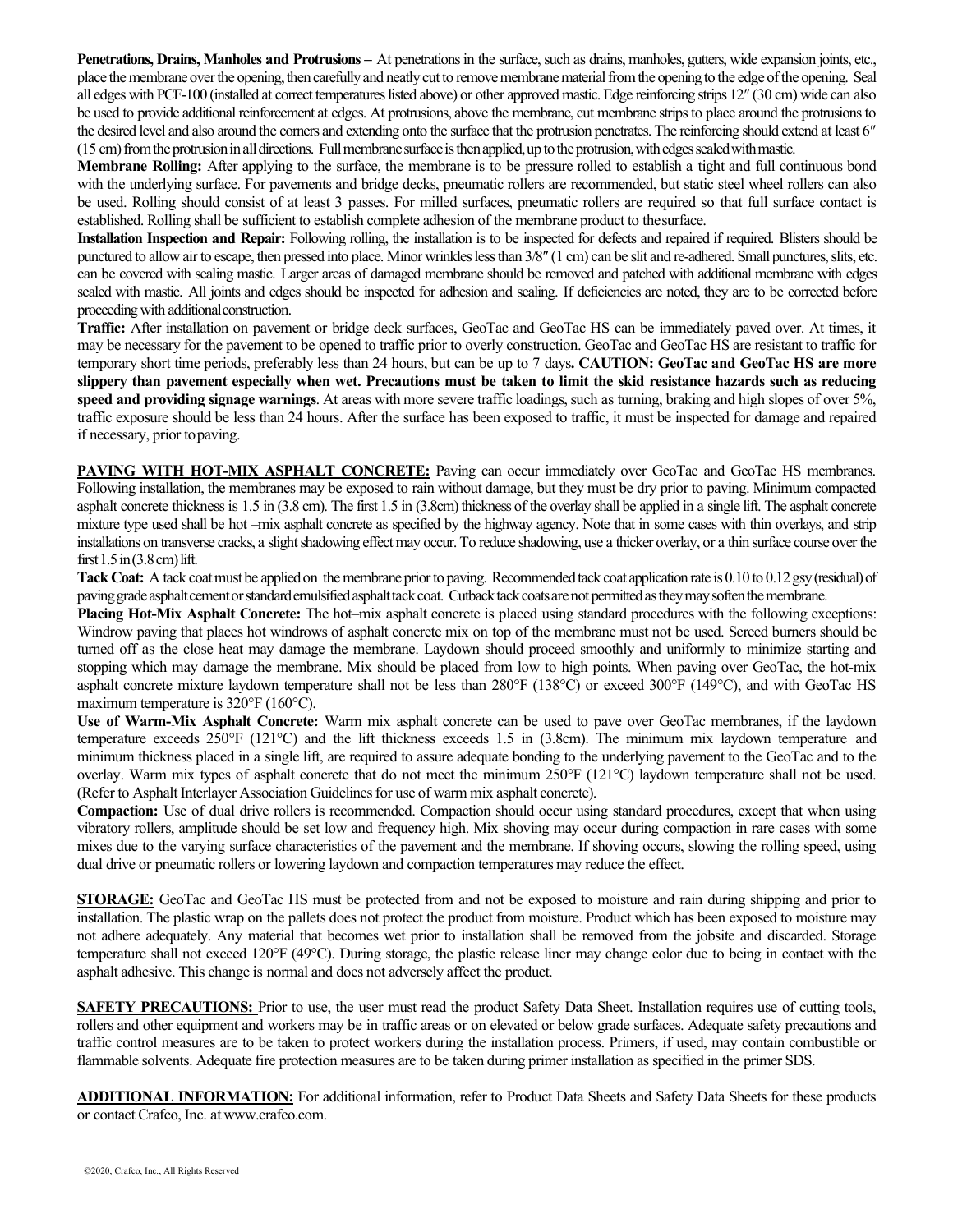**Penetrations, Drains, Manholes and Protrusions –** At penetrations in the surface, such as drains, manholes, gutters, wide expansion joints, etc., place the membrane over the opening, then carefully and neatly cut to remove membrane material from the opening to the edge of the opening. Seal all edges with PCF-100 (installed at correct temperatures listed above) or other approved mastic. Edge reinforcing strips 12″ (30 cm) wide can also be used to provide additional reinforcement at edges. At protrusions, above the membrane, cut membrane strips to place around the protrusions to the desired level and also around the corners and extending onto the surface that the protrusion penetrates. The reinforcing should extend at least 6″ (15 cm) from the protrusion in all directions. Full membrane surface is then applied, up to the protrusion, with edges sealed with mastic.

**Membrane Rolling:** After applying to the surface, the membrane is to be pressure rolled to establish a tight and full continuous bond with the underlying surface. For pavements and bridge decks, pneumatic rollers are recommended, but static steel wheel rollers can also be used. Rolling should consist of at least 3 passes. For milled surfaces, pneumatic rollers are required so that full surface contact is established. Rolling shall be sufficient to establish complete adhesion of the membrane product to the surface.

**Installation Inspection and Repair:** Following rolling, the installation is to be inspected for defects and repaired if required. Blisters should be punctured to allow air to escape, then pressed into place. Minor wrinkles less than 3/8″ (1 cm) can be slit and re-adhered. Small punctures, slits, etc. can be covered with sealing mastic. Larger areas of damaged membrane should be removed and patched with additional membrane with edges sealed with mastic. All joints and edges should be inspected for adhesion and sealing. If deficiencies are noted, they are to be corrected before proceeding with additional construction.

**Traffic:** After installation on pavement or bridge deck surfaces, GeoTac and GeoTac HS can be immediately paved over. At times, it may be necessary for the pavement to be opened to traffic prior to overly construction. GeoTac and GeoTac HS are resistant to traffic for temporary short time periods, preferably less than 24 hours, but can be up to 7 days**. CAUTION: GeoTac and GeoTac HS are more slippery than pavement especially when wet. Precautions must be taken to limit the skid resistance hazards such as reducing speed and providing signage warnings**. At areas with more severe traffic loadings, such as turning, braking and high slopes of over 5%, traffic exposure should be less than 24 hours. After the surface has been exposed to traffic, it must be inspected for damage and repaired if necessary, prior to paving.

**PAVING WITH HOT-MIX ASPHALT CONCRETE:** Paving can occur immediately over GeoTac and GeoTac HS membranes. Following installation, the membranes may be exposed to rain without damage, but they must be dry prior to paving. Minimum compacted asphalt concrete thickness is 1.5 in (3.8 cm). The first 1.5 in (3.8cm) thickness of the overlay shall be applied in a single lift. The asphalt concrete mixture type used shall be hot –mix asphalt concrete as specified by the highway agency. Note that in some cases with thin overlays, and strip installations on transverse cracks, a slight shadowing effect may occur. To reduce shadowing, use a thicker overlay, or a thin surface course over the first 1.5 in (3.8 cm) lift.

**Tack Coat:** A tack coat must be applied on the membrane prior to paving. Recommended tack coat application rate is 0.10 to 0.12 gsy (residual) of paving grade asphalt cement or standard emulsified asphalt tack coat. Cutback tack coats are not permitted as they may soften the membrane.

**Placing Hot-Mix Asphalt Concrete:** The hot–mix asphalt concrete is placed using standard procedures with the following exceptions: Windrow paving that places hot windrows of asphalt concrete mix on top of the membrane must not be used. Screed burners should be turned off as the close heat may damage the membrane. Laydown should proceed smoothly and uniformly to minimize starting and stopping which may damage the membrane. Mix should be placed from low to high points. When paving over GeoTac, the hot-mix asphalt concrete mixture laydown temperature shall not be less than 280°F (138°C) or exceed 300°F (149°C), and with GeoTac HS maximum temperature is 320°F (160°C).

**Use of Warm-Mix Asphalt Concrete:** Warm mix asphalt concrete can be used to pave over GeoTac membranes, if the laydown temperature exceeds 250°F (121°C) and the lift thickness exceeds 1.5 in (3.8cm). The minimum mix laydown temperature and minimum thickness placed in a single lift, are required to assure adequate bonding to the underlying pavement to the GeoTac and to the overlay. Warm mix types of asphalt concrete that do not meet the minimum 250°F (121°C) laydown temperature shall not be used. (Refer to Asphalt Interlayer Association Guidelines for use of warm mix asphalt concrete).

**Compaction:** Use of dual drive rollers is recommended. Compaction should occur using standard procedures, except that when using vibratory rollers, amplitude should be set low and frequency high. Mix shoving may occur during compaction in rare cases with some mixes due to the varying surface characteristics of the pavement and the membrane. If shoving occurs, slowing the rolling speed, using dual drive or pneumatic rollers or lowering laydown and compaction temperatures may reduce the effect.

**STORAGE:** GeoTac and GeoTac HS must be protected from and not be exposed to moisture and rain during shipping and prior to installation. The plastic wrap on the pallets does not protect the product from moisture. Product which has been exposed to moisture may not adhere adequately. Any material that becomes wet prior to installation shall be removed from the jobsite and discarded. Storage temperature shall not exceed 120°F (49°C). During storage, the plastic release liner may change color due to being in contact with the asphalt adhesive. This change is normal and does not adversely affect the product.

**SAFETY PRECAUTIONS:** Prior to use, the user must read the product Safety Data Sheet. Installation requires use of cutting tools, rollers and other equipment and workers may be in traffic areas or on elevated or below grade surfaces. Adequate safety precautions and traffic control measures are to be taken to protect workers during the installation process. Primers, if used, may contain combustible or flammable solvents. Adequate fire protection measures are to be taken during primer installation as specified in the primer SDS.

**ADDITIONAL INFORMATION:** For additional information, refer to Product Data Sheets and Safety Data Sheets for these products or contact Crafco, Inc. at www.crafco.com.

©2020, Crafco, Inc., All Rights Reserved